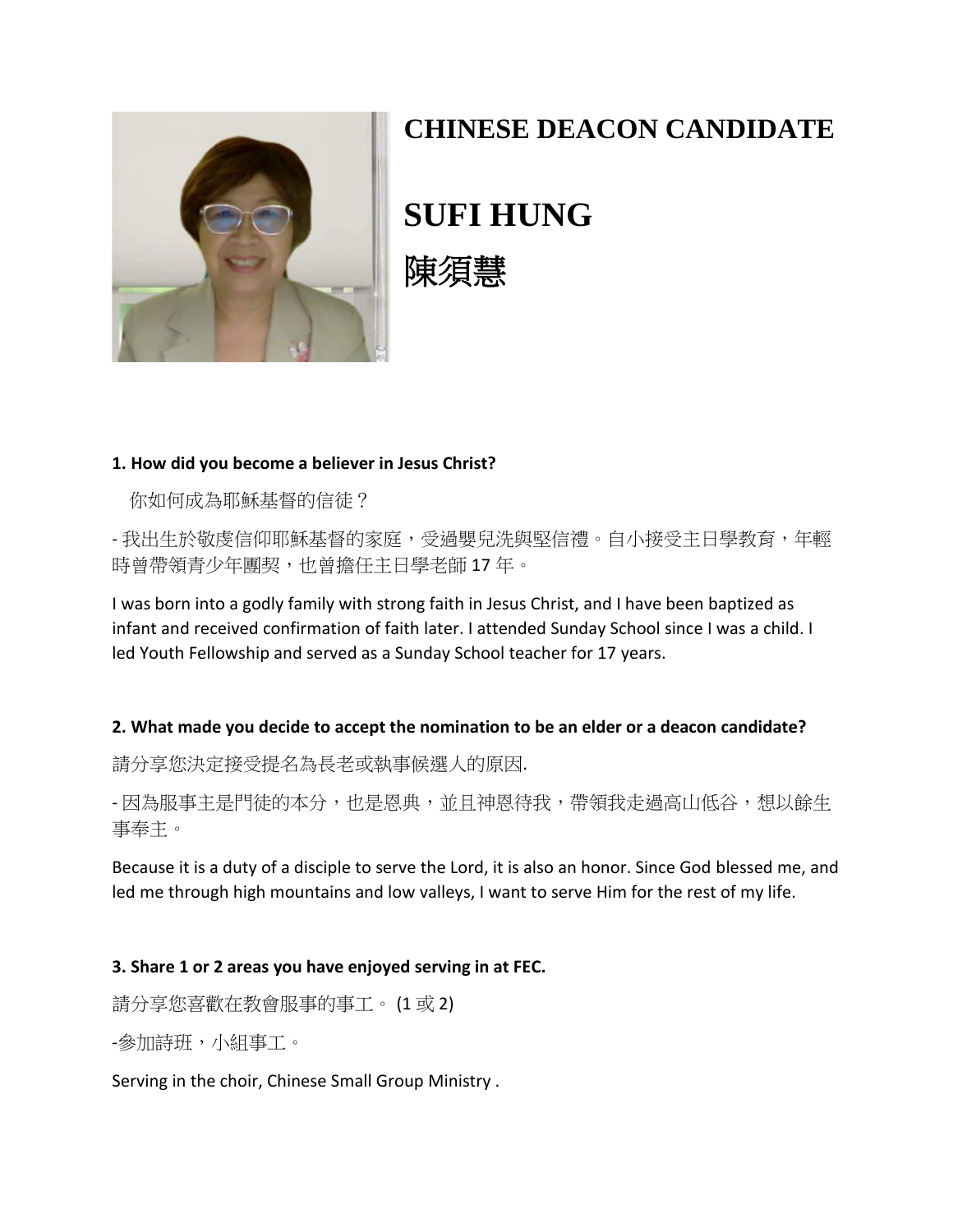# CHINESE DEACON CANDIDATE

# SUFI HUNG

# 陳須慧

**1. How did you become a believer in Jesus Christ?**

你如何成為耶穌基督的信徒？

- 我出生於敬虔信仰耶穌基督的家庭，受過嬰兒洗與堅信禮。自小接受主日學教育，年輕時曾帶領青少年團契，也曾擔任主日學老師 17 年。

I was born into a godly family with strong faith in Jesus Christ, and I have been baptized as infant and received confirmation of faith later. I attended Sunday School since I was a child. I led Youth Fellowship and served as a Sunday School teacher for 17 years.

**2. What made you decide to accept the nomination to be an elder or a deacon candidate?**

請分享您決定接受提名為長老或執事候選人的原因.

- 因為服事主是門徒的本分，也是恩典，並且神恩待我，帶領我走過高山低谷，想以餘生事奉主。

Because it is a duty of a disciple to serve the Lord, it is also an honor. Since God blessed me, and led me through high mountains and low valleys, I want to serve Him for the rest of my life.

**3. Share 1 or 2 areas you have enjoyed serving in at FEC.**

請分享您喜歡在教會服事的事工。 (1 或 2)

-參加詩班，小組事工。

Serving in the choir, Chinese Small Group Ministry .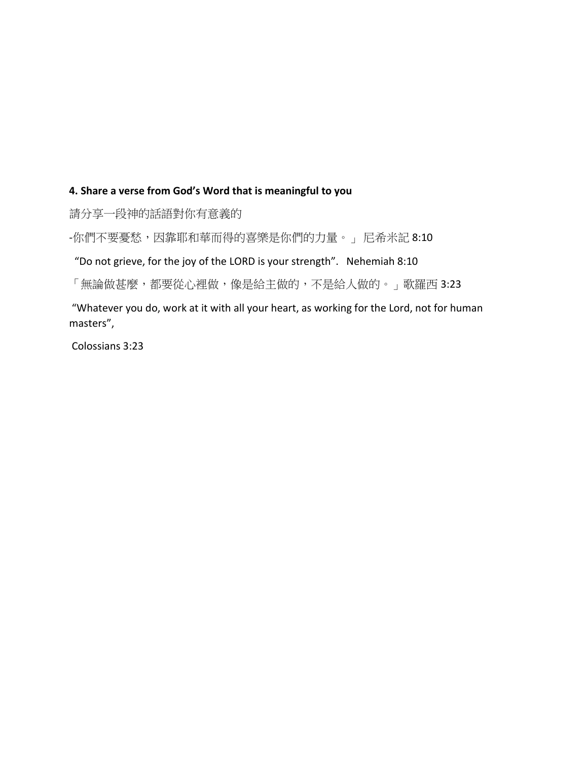**4. Share a verse from God's Word that is meaningful to you**

請分享一段神的話語對你有意義的

-你們不要憂愁，因靠耶和華而得的喜樂是你們的力量。」 尼希米記 8:10

"Do not grieve, for the joy of the LORD is your strength". Nehemiah 8:10

「無論做甚麼，都要從心裡做，像是給主做的，不是給人做的。」歌羅西 3:23

"Whatever you do, work at it with all your heart, as working for the Lord, not for human masters",

Colossians 3:23